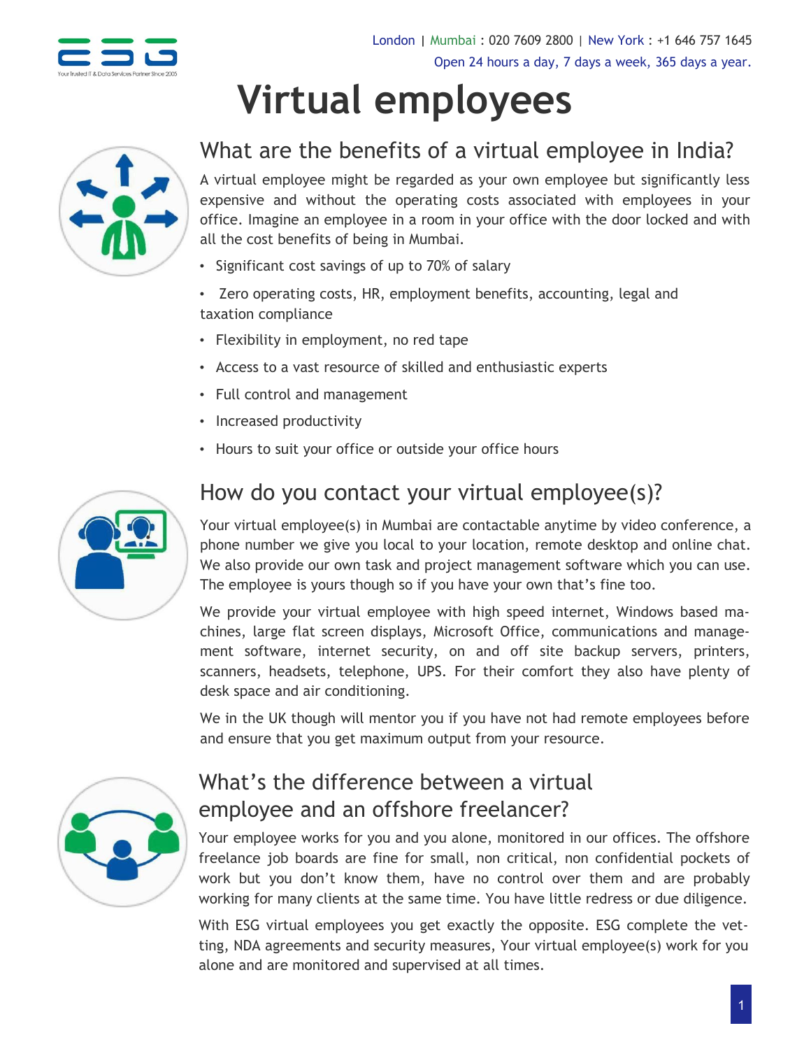London | Mumbai : 020 7609 2800 | New York : +1 646 757 1645
Open 24 hours a day, 7 days a week, 365 days a year.

# Virtual employees

## What are the benefits of a virtual employee in India?

A virtual employee might be regarded as your own employee but significantly less expensive and without the operating costs associated with employees in your office. Imagine an employee in a room in your office with the door locked and with all the cost benefits of being in Mumbai.

- Significant cost savings of up to 70% of salary
- Zero operating costs, HR, employment benefits, accounting, legal and taxation compliance
- Flexibility in employment, no red tape
- Access to a vast resource of skilled and enthusiastic experts
- Full control and management
- Increased productivity
- Hours to suit your office or outside your office hours

## How do you contact your virtual employee(s)?

Your virtual employee(s) in Mumbai are contactable anytime by video conference, a phone number we give you local to your location, remote desktop and online chat. We also provide our own task and project management software which you can use. The employee is yours though so if you have your own that's fine too.

We provide your virtual employee with high speed internet, Windows based machines, large flat screen displays, Microsoft Office, communications and management software, internet security, on and off site backup servers, printers, scanners, headsets, telephone, UPS. For their comfort they also have plenty of desk space and air conditioning.

We in the UK though will mentor you if you have not had remote employees before and ensure that you get maximum output from your resource.

## What's the difference between a virtual employee and an offshore freelancer?

Your employee works for you and you alone, monitored in our offices. The offshore freelance job boards are fine for small, non critical, non confidential pockets of work but you don't know them, have no control over them and are probably working for many clients at the same time. You have little redress or due diligence.

With ESG virtual employees you get exactly the opposite. ESG complete the vetting, NDA agreements and security measures, Your virtual employee(s) work for you alone and are monitored and supervised at all times.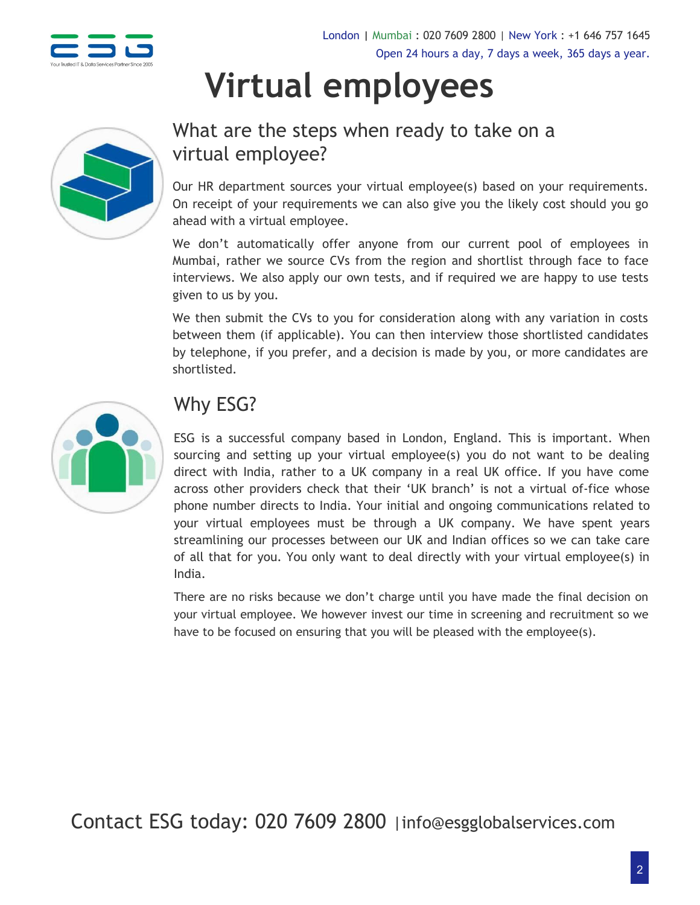# Virtual employees

## What are the steps when ready to take on a virtual employee?

Our HR department sources your virtual employee(s) based on your requirements. On receipt of your requirements we can also give you the likely cost should you go ahead with a virtual employee.

We don't automatically offer anyone from our current pool of employees in Mumbai, rather we source CVs from the region and shortlist through face to face interviews. We also apply our own tests, and if required we are happy to use tests given to us by you.

We then submit the CVs to you for consideration along with any variation in costs between them (if applicable). You can then interview those shortlisted candidates by telephone, if you prefer, and a decision is made by you, or more candidates are shortlisted.

## Why ESG?

ESG is a successful company based in London, England. This is important. When sourcing and setting up your virtual employee(s) you do not want to be dealing direct with India, rather to a UK company in a real UK office. If you have come across other providers check that their 'UK branch' is not a virtual of-fice whose phone number directs to India. Your initial and ongoing communications related to your virtual employees must be through a UK company. We have spent years streamlining our processes between our UK and Indian offices so we can take care of all that for you. You only want to deal directly with your virtual employee(s) in India.

There are no risks because we don't charge until you have made the final decision on your virtual employee. We however invest our time in screening and recruitment so we have to be focused on ensuring that you will be pleased with the employee(s).

Contact ESG today: 020 7609 2800 | info@esgglobalservices.com